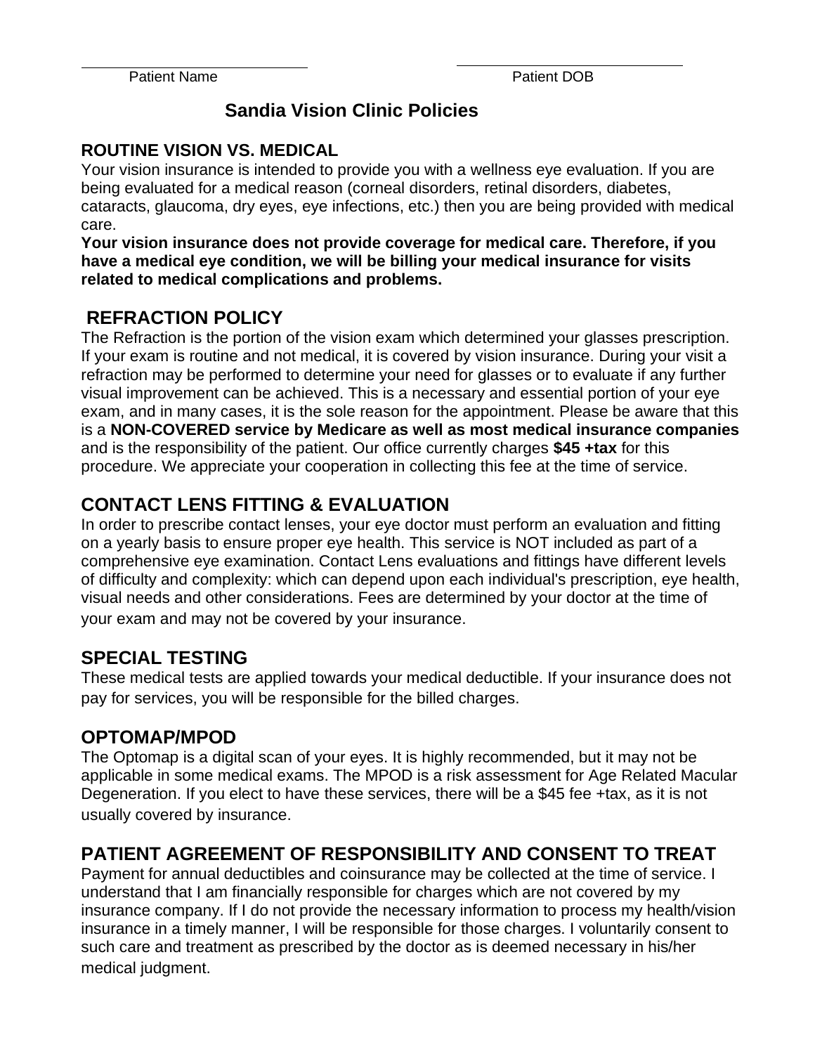Patient Name ____________________ Patient DOB ____________________

# Sandia Vision Clinic Policies

## ROUTINE VISION VS. MEDICAL

Your vision insurance is intended to provide you with a wellness eye evaluation. If you are being evaluated for a medical reason (corneal disorders, retinal disorders, diabetes, cataracts, glaucoma, dry eyes, eye infections, etc.) then you are being provided with medical care.

**Your vision insurance does not provide coverage for medical care. Therefore, if you have a medical eye condition, we will be billing your medical insurance for visits related to medical complications and problems.**

## REFRACTION POLICY

The Refraction is the portion of the vision exam which determined your glasses prescription. If your exam is routine and not medical, it is covered by vision insurance. During your visit a refraction may be performed to determine your need for glasses or to evaluate if any further visual improvement can be achieved. This is a necessary and essential portion of your eye exam, and in many cases, it is the sole reason for the appointment. Please be aware that this is a **NON-COVERED service by Medicare as well as most medical insurance companies** and is the responsibility of the patient. Our office currently charges **$45 +tax** for this procedure. We appreciate your cooperation in collecting this fee at the time of service.

## CONTACT LENS FITTING & EVALUATION

In order to prescribe contact lenses, your eye doctor must perform an evaluation and fitting on a yearly basis to ensure proper eye health. This service is NOT included as part of a comprehensive eye examination. Contact Lens evaluations and fittings have different levels of difficulty and complexity: which can depend upon each individual's prescription, eye health, visual needs and other considerations. Fees are determined by your doctor at the time of your exam and may not be covered by your insurance.

## SPECIAL TESTING

These medical tests are applied towards your medical deductible. If your insurance does not pay for services, you will be responsible for the billed charges.

## OPTOMAP/MPOD

The Optomap is a digital scan of your eyes. It is highly recommended, but it may not be applicable in some medical exams. The MPOD is a risk assessment for Age Related Macular Degeneration. If you elect to have these services, there will be a $45 fee +tax, as it is not usually covered by insurance.

## PATIENT AGREEMENT OF RESPONSIBILITY AND CONSENT TO TREAT

Payment for annual deductibles and coinsurance may be collected at the time of service. I understand that I am financially responsible for charges which are not covered by my insurance company. If I do not provide the necessary information to process my health/vision insurance in a timely manner, I will be responsible for those charges. I voluntarily consent to such care and treatment as prescribed by the doctor as is deemed necessary in his/her medical judgment.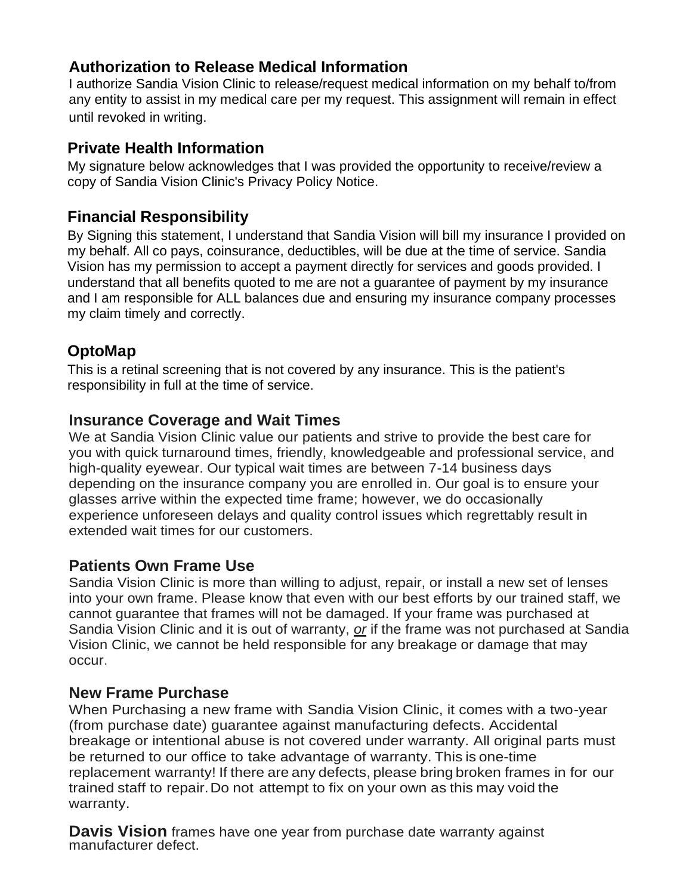## Authorization to Release Medical Information

I authorize Sandia Vision Clinic to release/request medical information on my behalf to/from any entity to assist in my medical care per my request. This assignment will remain in effect until revoked in writing.

## Private Health Information

My signature below acknowledges that I was provided the opportunity to receive/review a copy of Sandia Vision Clinic's Privacy Policy Notice.

## Financial Responsibility

By Signing this statement, I understand that Sandia Vision will bill my insurance I provided on my behalf. All co pays, coinsurance, deductibles, will be due at the time of service. Sandia Vision has my permission to accept a payment directly for services and goods provided. I understand that all benefits quoted to me are not a guarantee of payment by my insurance and I am responsible for ALL balances due and ensuring my insurance company processes my claim timely and correctly.

## OptoMap

This is a retinal screening that is not covered by any insurance. This is the patient's responsibility in full at the time of service.

## Insurance Coverage and Wait Times

We at Sandia Vision Clinic value our patients and strive to provide the best care for you with quick turnaround times, friendly, knowledgeable and professional service, and high-quality eyewear. Our typical wait times are between 7-14 business days depending on the insurance company you are enrolled in. Our goal is to ensure your glasses arrive within the expected time frame; however, we do occasionally experience unforeseen delays and quality control issues which regrettably result in extended wait times for our customers.

## Patients Own Frame Use

Sandia Vision Clinic is more than willing to adjust, repair, or install a new set of lenses into your own frame. Please know that even with our best efforts by our trained staff, we cannot guarantee that frames will not be damaged. If your frame was purchased at Sandia Vision Clinic and it is out of warranty, ***or*** if the frame was not purchased at Sandia Vision Clinic, we cannot be held responsible for any breakage or damage that may occur.

## New Frame Purchase

When Purchasing a new frame with Sandia Vision Clinic, it comes with a two-year (from purchase date) guarantee against manufacturing defects. Accidental breakage or intentional abuse is not covered under warranty. All original parts must be returned to our office to take advantage of warranty. This is one-time replacement warranty! If there are any defects, please bring broken frames in for our trained staff to repair. Do not attempt to fix on your own as this may void the warranty.

**Davis Vision** frames have one year from purchase date warranty against manufacturer defect.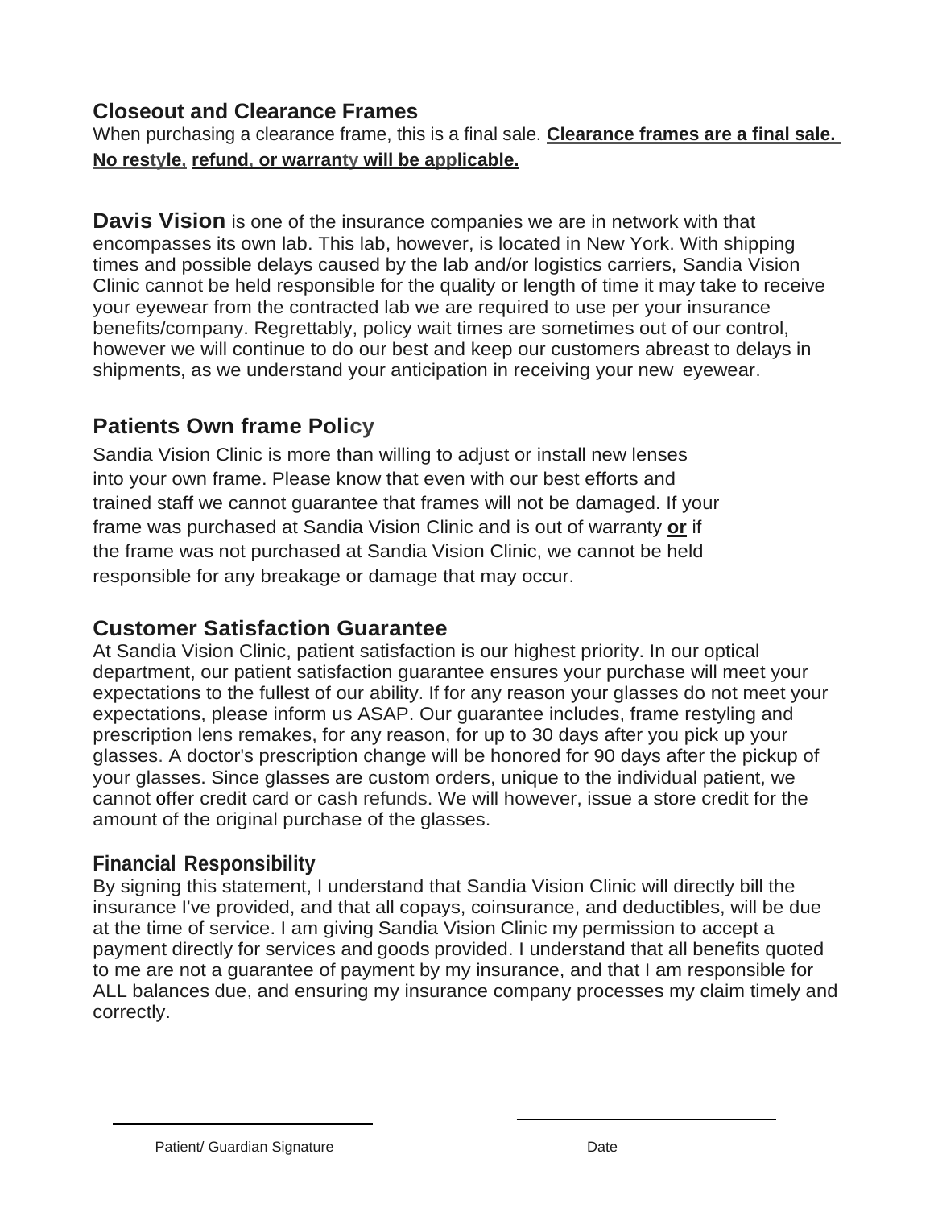## Closeout and Clearance Frames

When purchasing a clearance frame, this is a final sale. **Clearance frames are a final sale. No restyle, refund, or warranty will be applicable.**

**Davis Vision** is one of the insurance companies we are in network with that encompasses its own lab. This lab, however, is located in New York. With shipping times and possible delays caused by the lab and/or logistics carriers, Sandia Vision Clinic cannot be held responsible for the quality or length of time it may take to receive your eyewear from the contracted lab we are required to use per your insurance benefits/company. Regrettably, policy wait times are sometimes out of our control, however we will continue to do our best and keep our customers abreast to delays in shipments, as we understand your anticipation in receiving your new eyewear.

## Patients Own frame Policy

Sandia Vision Clinic is more than willing to adjust or install new lenses into your own frame. Please know that even with our best efforts and trained staff we cannot guarantee that frames will not be damaged. If your frame was purchased at Sandia Vision Clinic and is out of warranty **or** if the frame was not purchased at Sandia Vision Clinic, we cannot be held responsible for any breakage or damage that may occur.

## Customer Satisfaction Guarantee

At Sandia Vision Clinic, patient satisfaction is our highest priority. In our optical department, our patient satisfaction guarantee ensures your purchase will meet your expectations to the fullest of our ability. If for any reason your glasses do not meet your expectations, please inform us ASAP. Our guarantee includes, frame restyling and prescription lens remakes, for any reason, for up to 30 days after you pick up your glasses. A doctor's prescription change will be honored for 90 days after the pickup of your glasses. Since glasses are custom orders, unique to the individual patient, we cannot offer credit card or cash refunds. We will however, issue a store credit for the amount of the original purchase of the glasses.

### Financial Responsibility

By signing this statement, I understand that Sandia Vision Clinic will directly bill the insurance I've provided, and that all copays, coinsurance, and deductibles, will be due at the time of service. I am giving Sandia Vision Clinic my permission to accept a payment directly for services and goods provided. I understand that all benefits quoted to me are not a guarantee of payment by my insurance, and that I am responsible for ALL balances due, and ensuring my insurance company processes my claim timely and correctly.

Patient/ Guardian Signature

Date